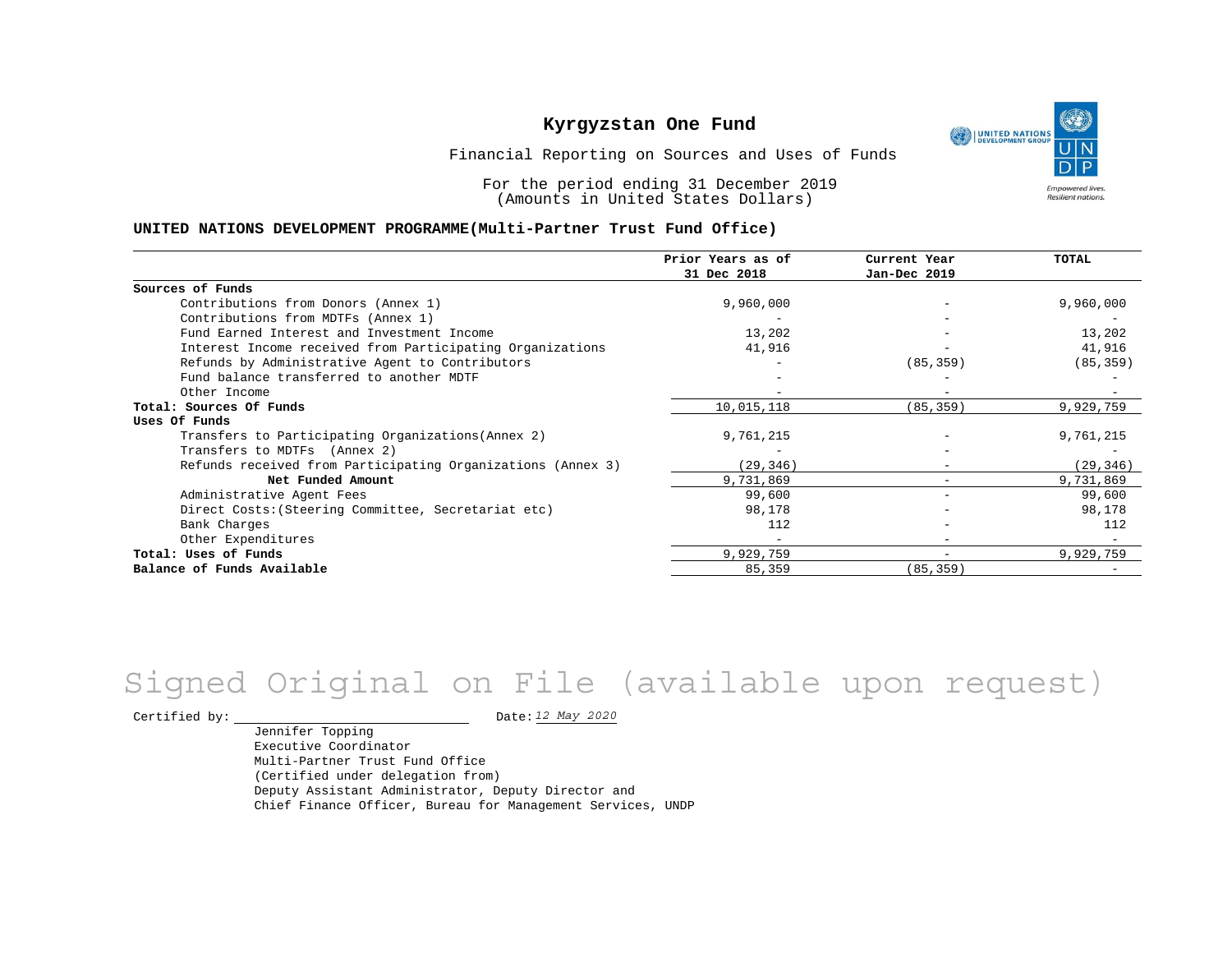# Kyrgyzstan One Fund

Financial Reporting on Sources and Uses of Funds

For the period ending 31 December 2019
(Amounts in United States Dollars)

**UNITED NATIONS DEVELOPMENT PROGRAMME(Multi-Partner Trust Fund Office)**

| | Prior Years as of 31 Dec 2018 | Current Year Jan-Dec 2019 | TOTAL |
|---|---|---|---|
| **Sources of Funds** | | | |
| Contributions from Donors (Annex 1) | 9,960,000 | - | 9,960,000 |
| Contributions from MDTFs (Annex 1) | - | - | - |
| Fund Earned Interest and Investment Income | 13,202 | - | 13,202 |
| Interest Income received from Participating Organizations | 41,916 | - | 41,916 |
| Refunds by Administrative Agent to Contributors | - | (85,359) | (85,359) |
| Fund balance transferred to another MDTF | - | - | - |
| Other Income | - | - | - |
| **Total: Sources Of Funds** | 10,015,118 | (85,359) | 9,929,759 |
| **Uses Of Funds** | | | |
| Transfers to Participating Organizations(Annex 2) | 9,761,215 | - | 9,761,215 |
| Transfers to MDTFs (Annex 2) | - | - | - |
| Refunds received from Participating Organizations (Annex 3) | (29,346) | - | (29,346) |
| **Net Funded Amount** | 9,731,869 | - | 9,731,869 |
| Administrative Agent Fees | 99,600 | - | 99,600 |
| Direct Costs:(Steering Committee, Secretariat etc) | 98,178 | - | 98,178 |
| Bank Charges | 112 | - | 112 |
| Other Expenditures | - | - | - |
| **Total: Uses of Funds** | 9,929,759 | - | 9,929,759 |
| **Balance of Funds Available** | 85,359 | (85,359) | - |

Signed Original on File (available upon request)

Certified by: Date: *12 May 2020*

Jennifer Topping
Executive Coordinator
Multi-Partner Trust Fund Office
(Certified under delegation from)
Deputy Assistant Administrator, Deputy Director and
Chief Finance Officer, Bureau for Management Services, UNDP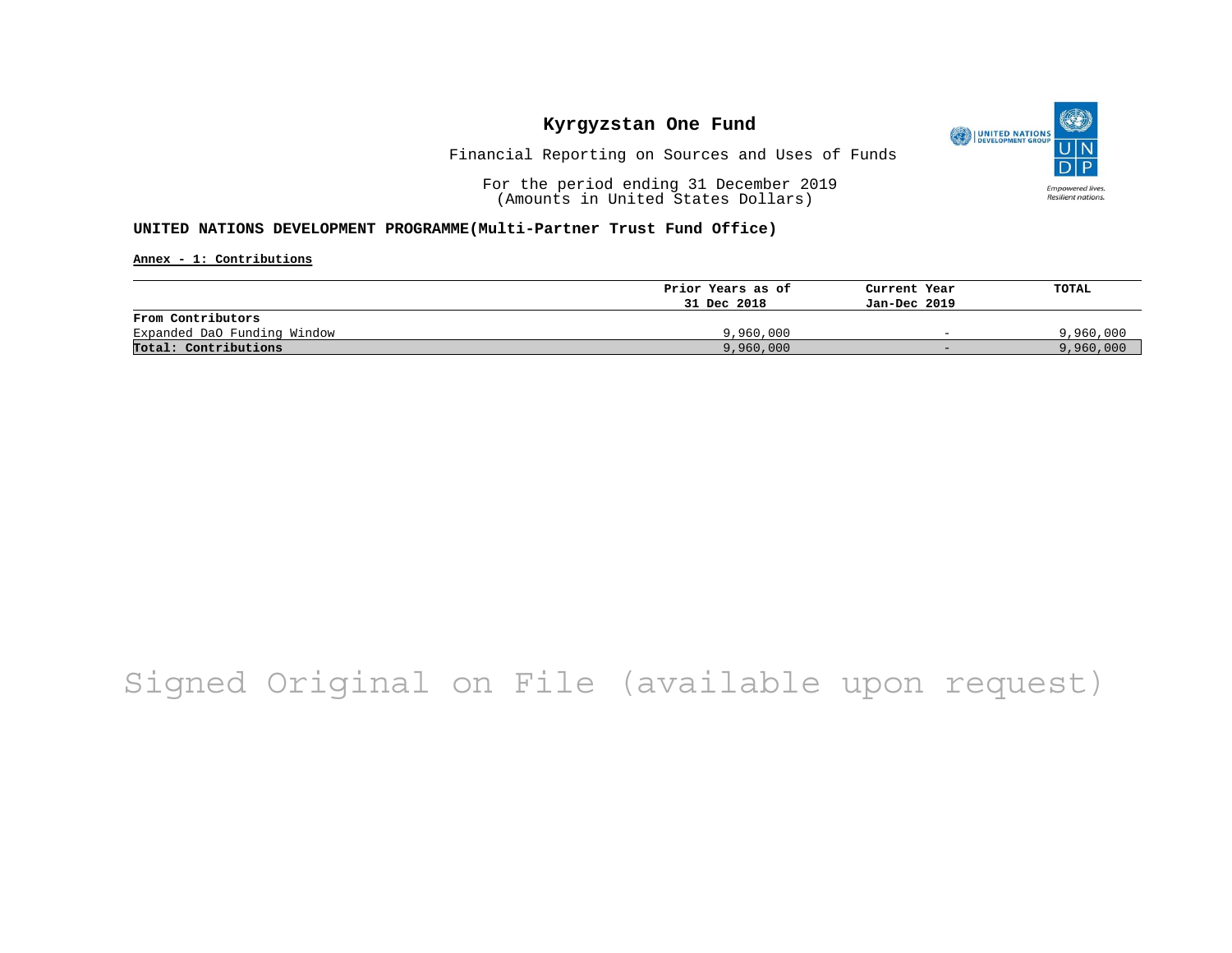# Kyrgyzstan One Fund

Financial Reporting on Sources and Uses of Funds

For the period ending 31 December 2019
(Amounts in United States Dollars)

**UNITED NATIONS DEVELOPMENT PROGRAMME(Multi-Partner Trust Fund Office)**

**Annex - 1: Contributions**

| | Prior Years as of 31 Dec 2018 | Current Year Jan-Dec 2019 | TOTAL |
|---|---|---|---|
| **From Contributors** | | | |
| Expanded DaO Funding Window | 9,960,000 | - | 9,960,000 |
| **Total: Contributions** | 9,960,000 | - | 9,960,000 |

Signed Original on File (available upon request)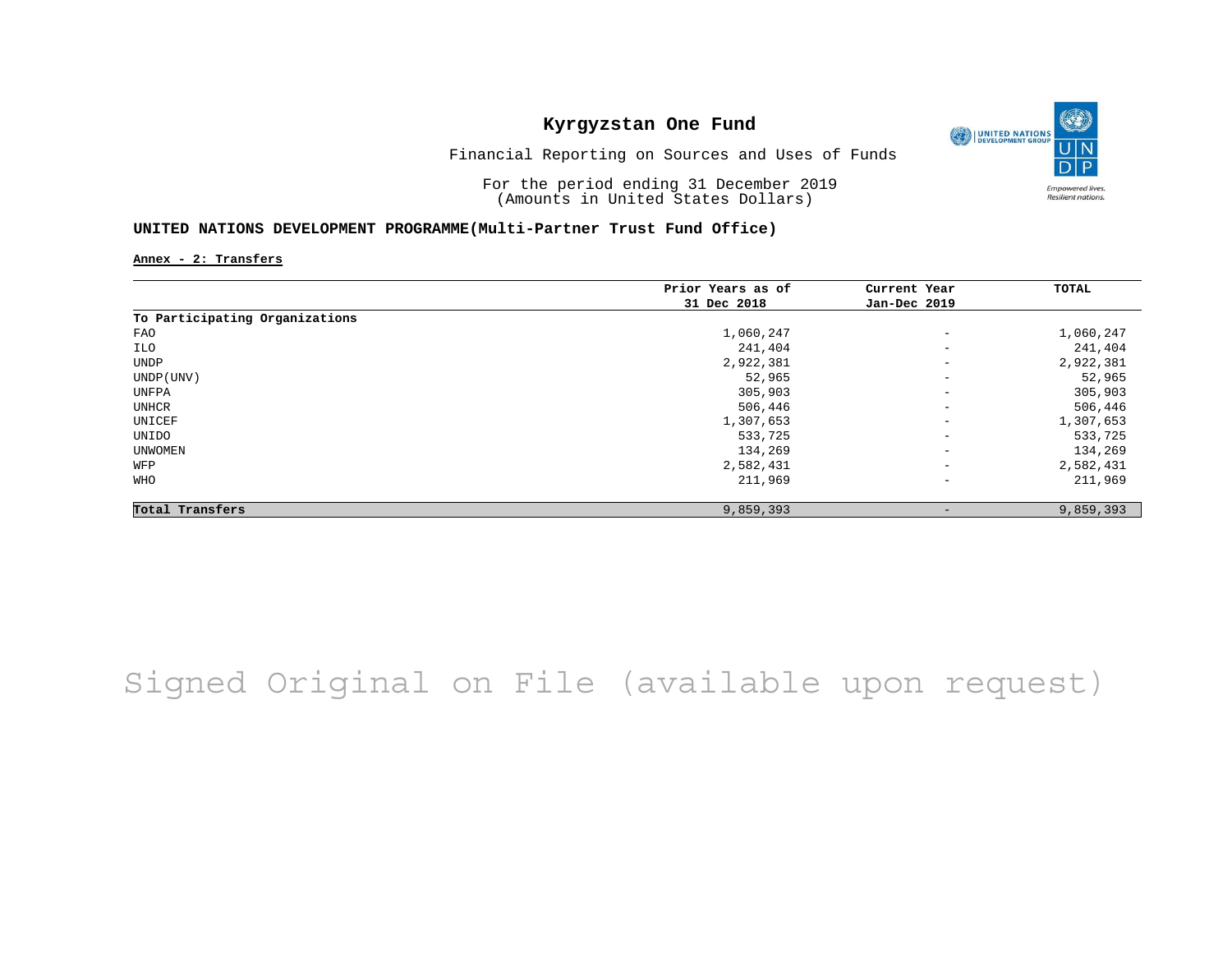# Kyrgyzstan One Fund

Financial Reporting on Sources and Uses of Funds

For the period ending 31 December 2019
(Amounts in United States Dollars)

**UNITED NATIONS DEVELOPMENT PROGRAMME(Multi-Partner Trust Fund Office)**

**Annex - 2: Transfers**

| | Prior Years as of 31 Dec 2018 | Current Year Jan-Dec 2019 | TOTAL |
|---|---|---|---|
| **To Participating Organizations** | | | |
| FAO | 1,060,247 | - | 1,060,247 |
| ILO | 241,404 | - | 241,404 |
| UNDP | 2,922,381 | - | 2,922,381 |
| UNDP(UNV) | 52,965 | - | 52,965 |
| UNFPA | 305,903 | - | 305,903 |
| UNHCR | 506,446 | - | 506,446 |
| UNICEF | 1,307,653 | - | 1,307,653 |
| UNIDO | 533,725 | - | 533,725 |
| UNWOMEN | 134,269 | - | 134,269 |
| WFP | 2,582,431 | - | 2,582,431 |
| WHO | 211,969 | - | 211,969 |
| **Total Transfers** | 9,859,393 | - | 9,859,393 |

Signed Original on File (available upon request)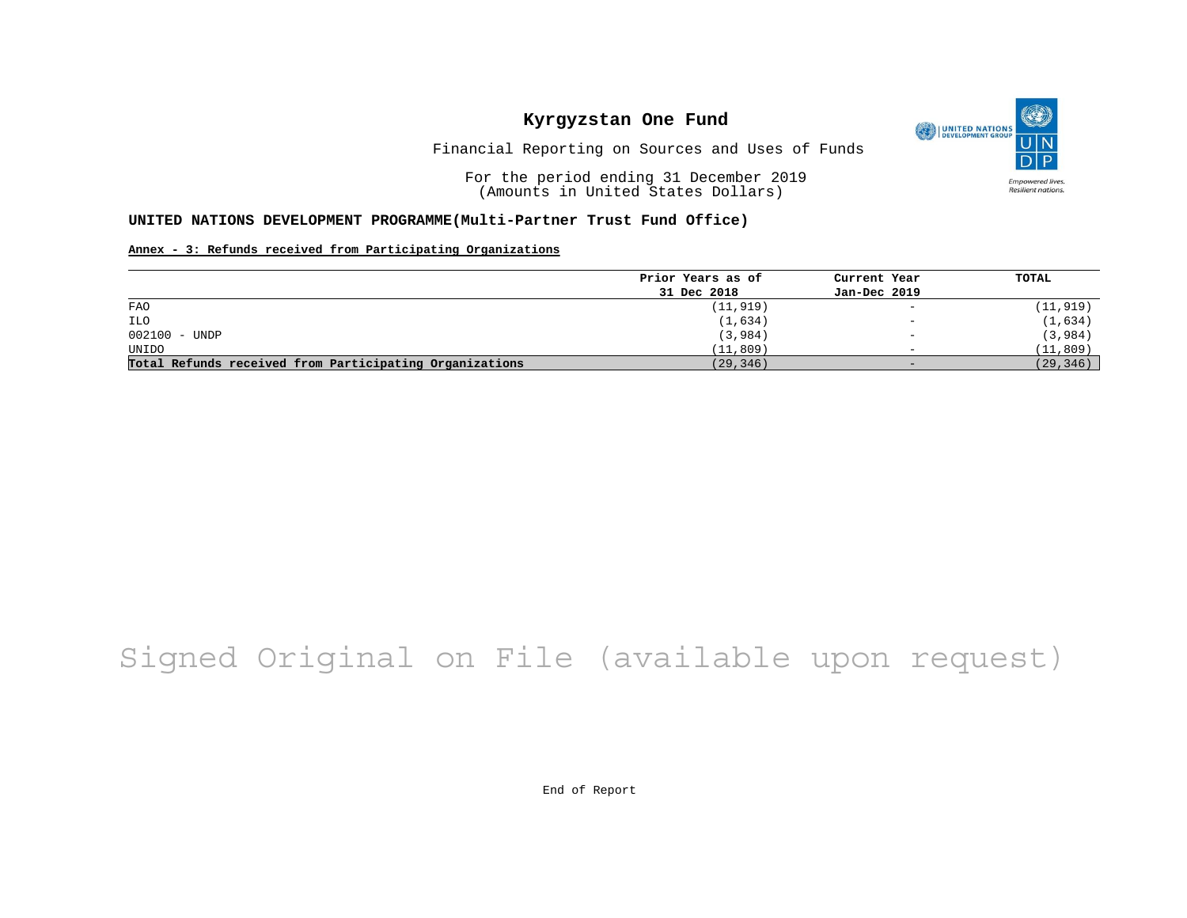# Kyrgyzstan One Fund

Financial Reporting on Sources and Uses of Funds

For the period ending 31 December 2019
(Amounts in United States Dollars)

**UNITED NATIONS DEVELOPMENT PROGRAMME(Multi-Partner Trust Fund Office)**

**Annex - 3: Refunds received from Participating Organizations**

| | Prior Years as of 31 Dec 2018 | Current Year Jan-Dec 2019 | TOTAL |
|---|---|---|---|
| FAO | (11,919) | - | (11,919) |
| ILO | (1,634) | - | (1,634) |
| 002100 - UNDP | (3,984) | - | (3,984) |
| UNIDO | (11,809) | - | (11,809) |
| **Total Refunds received from Participating Organizations** | (29,346) | - | (29,346) |

Signed Original on File (available upon request)

End of Report